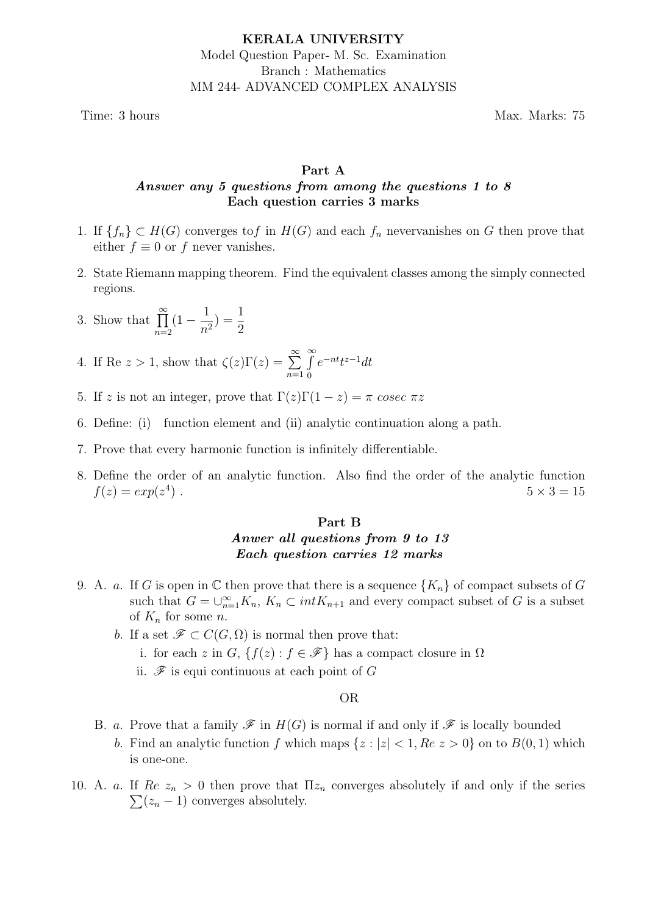**KERALA UNIVERSITY**

Model Question Paper- M. Sc. Examination

Branch : Mathematics

MM 244- ADVANCED COMPLEX ANALYSIS

Time: 3 hours | Max. Marks: 75

## Part A

***Answer any 5 questions from among the questions 1 to 8***

**Each question carries 3 marks**

1. If $\{f_n\} \subset H(G)$ converges to$f$ in $H(G)$ and each $f_n$ nevervanishes on $G$ then prove that either $f \equiv 0$ or $f$ never vanishes.
2. State Riemann mapping theorem. Find the equivalent classes among the simply connected regions.
3. Show that $\prod_{n=2}^{\infty}(1 - \frac{1}{n^2}) = \frac{1}{2}$
4. If Re $z > 1$, show that $\zeta(z)\Gamma(z) = \sum_{n=1}^{\infty} \int_0^{\infty} e^{-nt}t^{z-1}dt$
5. If $z$ is not an integer, prove that $\Gamma(z)\Gamma(1-z) = \pi \ cosec \ \pi z$
6. Define: (i) function element and (ii) analytic continuation along a path.
7. Prove that every harmonic function is infinitely differentiable.
8. Define the order of an analytic function. Also find the order of the analytic function $f(z) = exp(z^4)$ . $5 \times 3 = 15$

## Part B

***Anwer all questions from 9 to 13***

***Each question carries 12 marks***

9. A. *a.* If $G$ is open in $\mathbb{C}$ then prove that there is a sequence $\{K_n\}$ of compact subsets of $G$ such that $G = \cup_{n=1}^{\infty} K_n$, $K_n \subset intK_{n+1}$ and every compact subset of $G$ is a subset of $K_n$ for some $n$.

   *b.* If a set $\mathscr{F} \subset C(G, \Omega)$ is normal then prove that:

   i. for each $z$ in $G$, $\{f(z) : f \in \mathscr{F}\}$ has a compact closure in $\Omega$

   ii. $\mathscr{F}$ is equi continuous at each point of $G$

   OR

   B. *a.* Prove that a family $\mathscr{F}$ in $H(G)$ is normal if and only if $\mathscr{F}$ is locally bounded

   *b.* Find an analytic function $f$ which maps $\{z : |z| < 1, Re\ z > 0\}$ on to $B(0, 1)$ which is one-one.

10. A. *a.* If $Re\ z_n > 0$ then prove that $\Pi z_n$ converges absolutely if and only if the series $\sum(z_n - 1)$ converges absolutely.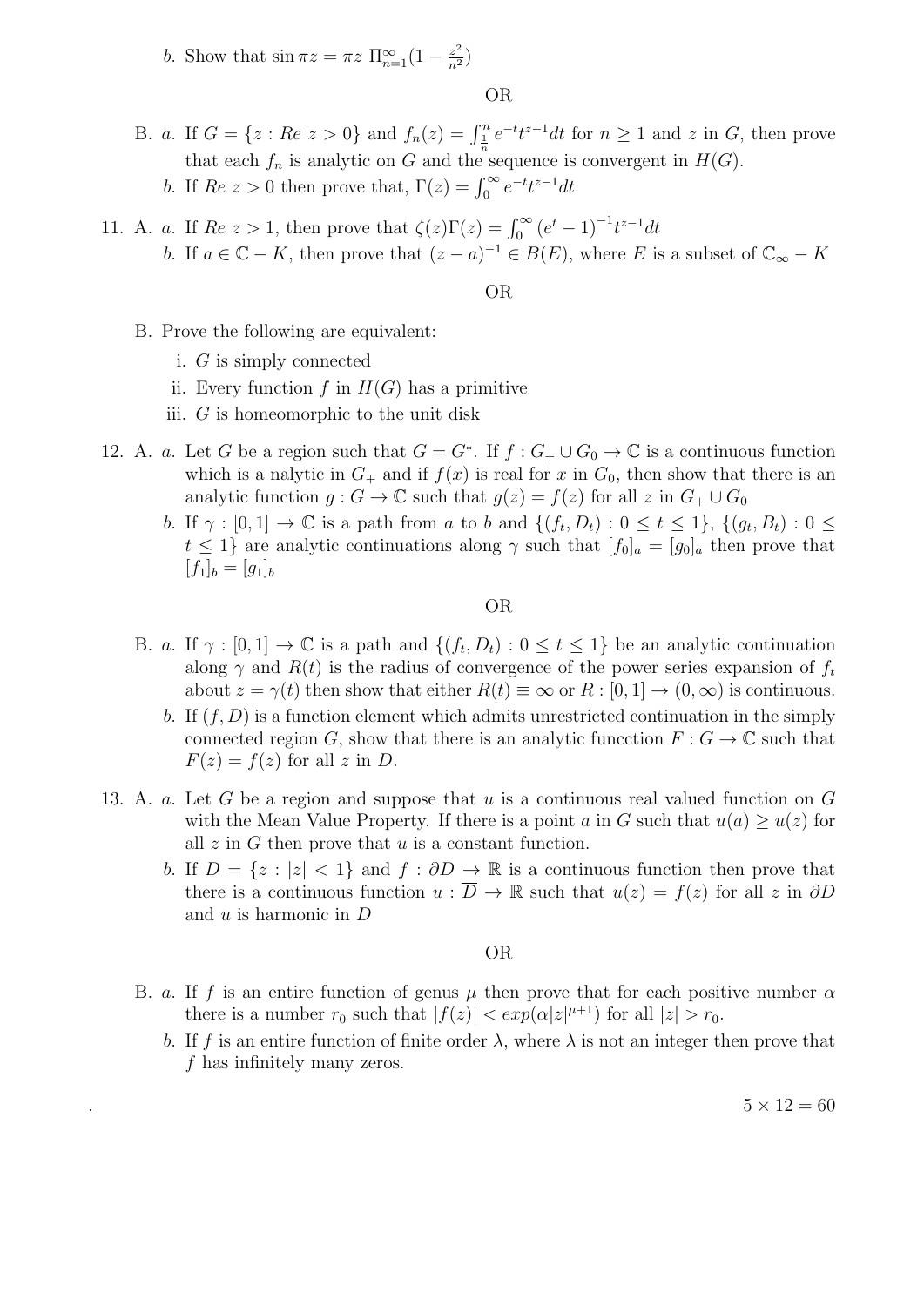b. Show that $\sin \pi z = \pi z \ \Pi_{n=1}^{\infty}(1 - \frac{z^2}{n^2})$

OR

B. a. If $G = \{z : Re\ z > 0\}$ and $f_n(z) = \int_{\frac{1}{n}}^{n} e^{-t}t^{z-1}dt$ for $n \geq 1$ and $z$ in $G$, then prove that each $f_n$ is analytic on $G$ and the sequence is convergent in $H(G)$.

b. If $Re\ z > 0$ then prove that, $\Gamma(z) = \int_0^{\infty} e^{-t}t^{z-1}dt$

11. A. a. If $Re\ z > 1$, then prove that $\zeta(z)\Gamma(z) = \int_0^{\infty}(e^t - 1)^{-1}t^{z-1}dt$

b. If $a \in \mathbb{C} - K$, then prove that $(z - a)^{-1} \in B(E)$, where $E$ is a subset of $\mathbb{C}_\infty - K$

OR

B. Prove the following are equivalent:

i. $G$ is simply connected

ii. Every function $f$ in $H(G)$ has a primitive

iii. $G$ is homeomorphic to the unit disk

12. A. a. Let $G$ be a region such that $G = G^*$. If $f : G_+ \cup G_0 \to \mathbb{C}$ is a continuous function which is a nalytic in $G_+$ and if $f(x)$ is real for $x$ in $G_0$, then show that there is an analytic function $g : G \to \mathbb{C}$ such that $g(z) = f(z)$ for all $z$ in $G_+ \cup G_0$

b. If $\gamma : [0, 1] \to \mathbb{C}$ is a path from $a$ to $b$ and $\{(f_t, D_t) : 0 \leq t \leq 1\}$, $\{(g_t, B_t) : 0 \leq t \leq 1\}$ are analytic continuations along $\gamma$ such that $[f_0]_a = [g_0]_a$ then prove that $[f_1]_b = [g_1]_b$

OR

B. a. If $\gamma : [0, 1] \to \mathbb{C}$ is a path and $\{(f_t, D_t) : 0 \leq t \leq 1\}$ be an analytic continuation along $\gamma$ and $R(t)$ is the radius of convergence of the power series expansion of $f_t$ about $z = \gamma(t)$ then show that either $R(t) \equiv \infty$ or $R : [0, 1] \to (0, \infty)$ is continuous.

b. If $(f, D)$ is a function element which admits unrestricted continuation in the simply connected region $G$, show that there is an analytic funcction $F : G \to \mathbb{C}$ such that $F(z) = f(z)$ for all $z$ in $D$.

13. A. a. Let $G$ be a region and suppose that $u$ is a continuous real valued function on $G$ with the Mean Value Property. If there is a point $a$ in $G$ such that $u(a) \geq u(z)$ for all $z$ in $G$ then prove that $u$ is a constant function.

b. If $D = \{z : |z| < 1\}$ and $f : \partial D \to \mathbb{R}$ is a continuous function then prove that there is a continuous function $u : \overline{D} \to \mathbb{R}$ such that $u(z) = f(z)$ for all $z$ in $\partial D$ and $u$ is harmonic in $D$

OR

B. a. If $f$ is an entire function of genus $\mu$ then prove that for each positive number $\alpha$ there is a number $r_0$ such that $|f(z)| < exp(\alpha|z|^{\mu+1})$ for all $|z| > r_0$.

b. If $f$ is an entire function of finite order $\lambda$, where $\lambda$ is not an integer then prove that $f$ has infinitely many zeros.

$5 \times 12 = 60$